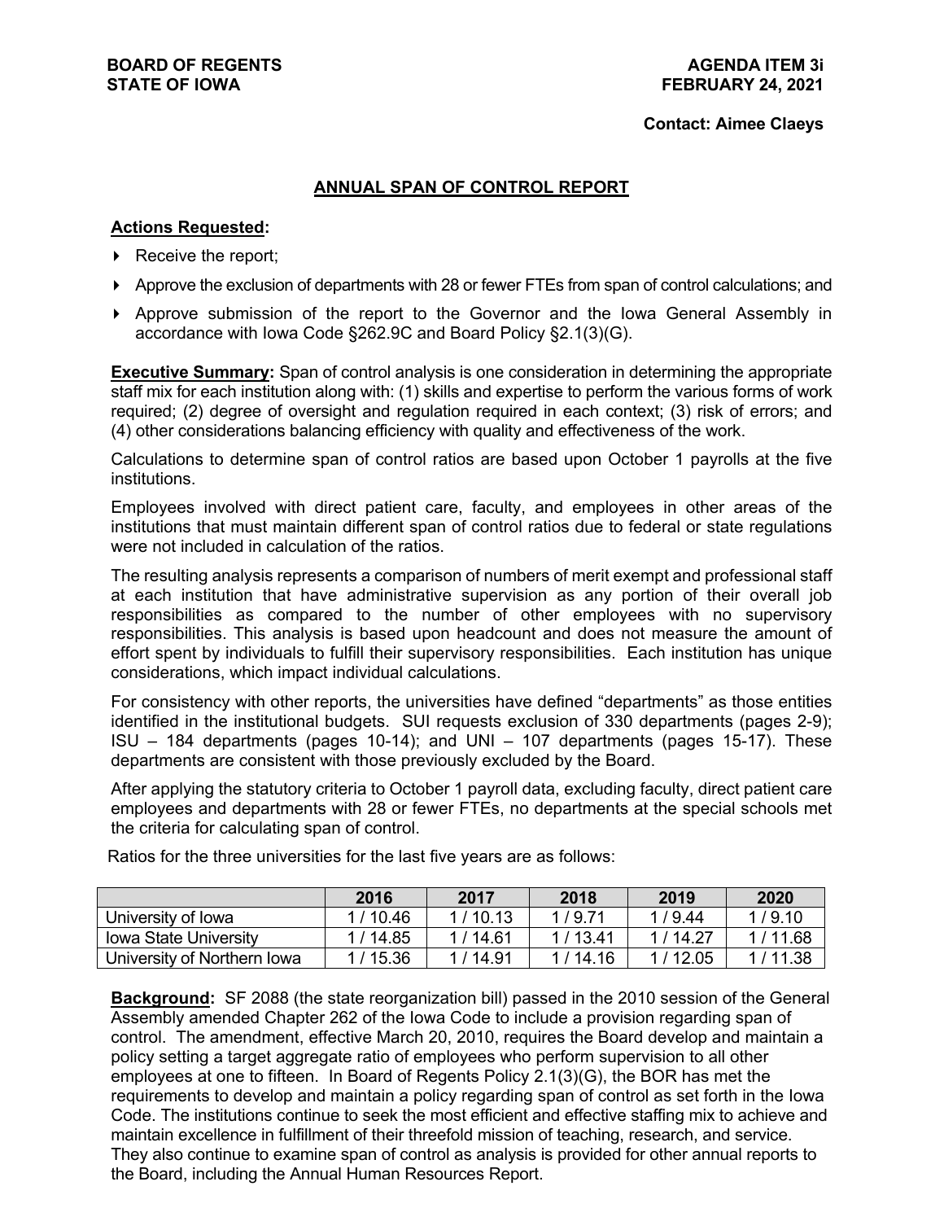**BOARD OF REGENTS**
**STATE OF IOWA**

**AGENDA ITEM 3i**
**FEBRUARY 24, 2021**

**Contact: Aimee Claeys**

## ANNUAL SPAN OF CONTROL REPORT

**Actions Requested:**

- Receive the report;
- Approve the exclusion of departments with 28 or fewer FTEs from span of control calculations; and
- Approve submission of the report to the Governor and the Iowa General Assembly in accordance with Iowa Code §262.9C and Board Policy §2.1(3)(G).

**Executive Summary:** Span of control analysis is one consideration in determining the appropriate staff mix for each institution along with: (1) skills and expertise to perform the various forms of work required; (2) degree of oversight and regulation required in each context; (3) risk of errors; and (4) other considerations balancing efficiency with quality and effectiveness of the work.

Calculations to determine span of control ratios are based upon October 1 payrolls at the five institutions.

Employees involved with direct patient care, faculty, and employees in other areas of the institutions that must maintain different span of control ratios due to federal or state regulations were not included in calculation of the ratios.

The resulting analysis represents a comparison of numbers of merit exempt and professional staff at each institution that have administrative supervision as any portion of their overall job responsibilities as compared to the number of other employees with no supervisory responsibilities. This analysis is based upon headcount and does not measure the amount of effort spent by individuals to fulfill their supervisory responsibilities. Each institution has unique considerations, which impact individual calculations.

For consistency with other reports, the universities have defined "departments" as those entities identified in the institutional budgets. SUI requests exclusion of 330 departments (pages 2-9); ISU – 184 departments (pages 10-14); and UNI – 107 departments (pages 15-17). These departments are consistent with those previously excluded by the Board.

After applying the statutory criteria to October 1 payroll data, excluding faculty, direct patient care employees and departments with 28 or fewer FTEs, no departments at the special schools met the criteria for calculating span of control.

Ratios for the three universities for the last five years are as follows:

| | 2016 | 2017 | 2018 | 2019 | 2020 |
|---|---|---|---|---|---|
| University of Iowa | 1 / 10.46 | 1 / 10.13 | 1 / 9.71 | 1 / 9.44 | 1 / 9.10 |
| Iowa State University | 1 / 14.85 | 1 / 14.61 | 1 / 13.41 | 1 / 14.27 | 1 / 11.68 |
| University of Northern Iowa | 1 / 15.36 | 1 / 14.91 | 1 / 14.16 | 1 / 12.05 | 1 / 11.38 |

**Background:** SF 2088 (the state reorganization bill) passed in the 2010 session of the General Assembly amended Chapter 262 of the Iowa Code to include a provision regarding span of control. The amendment, effective March 20, 2010, requires the Board develop and maintain a policy setting a target aggregate ratio of employees who perform supervision to all other employees at one to fifteen. In Board of Regents Policy 2.1(3)(G), the BOR has met the requirements to develop and maintain a policy regarding span of control as set forth in the Iowa Code. The institutions continue to seek the most efficient and effective staffing mix to achieve and maintain excellence in fulfillment of their threefold mission of teaching, research, and service. They also continue to examine span of control as analysis is provided for other annual reports to the Board, including the Annual Human Resources Report.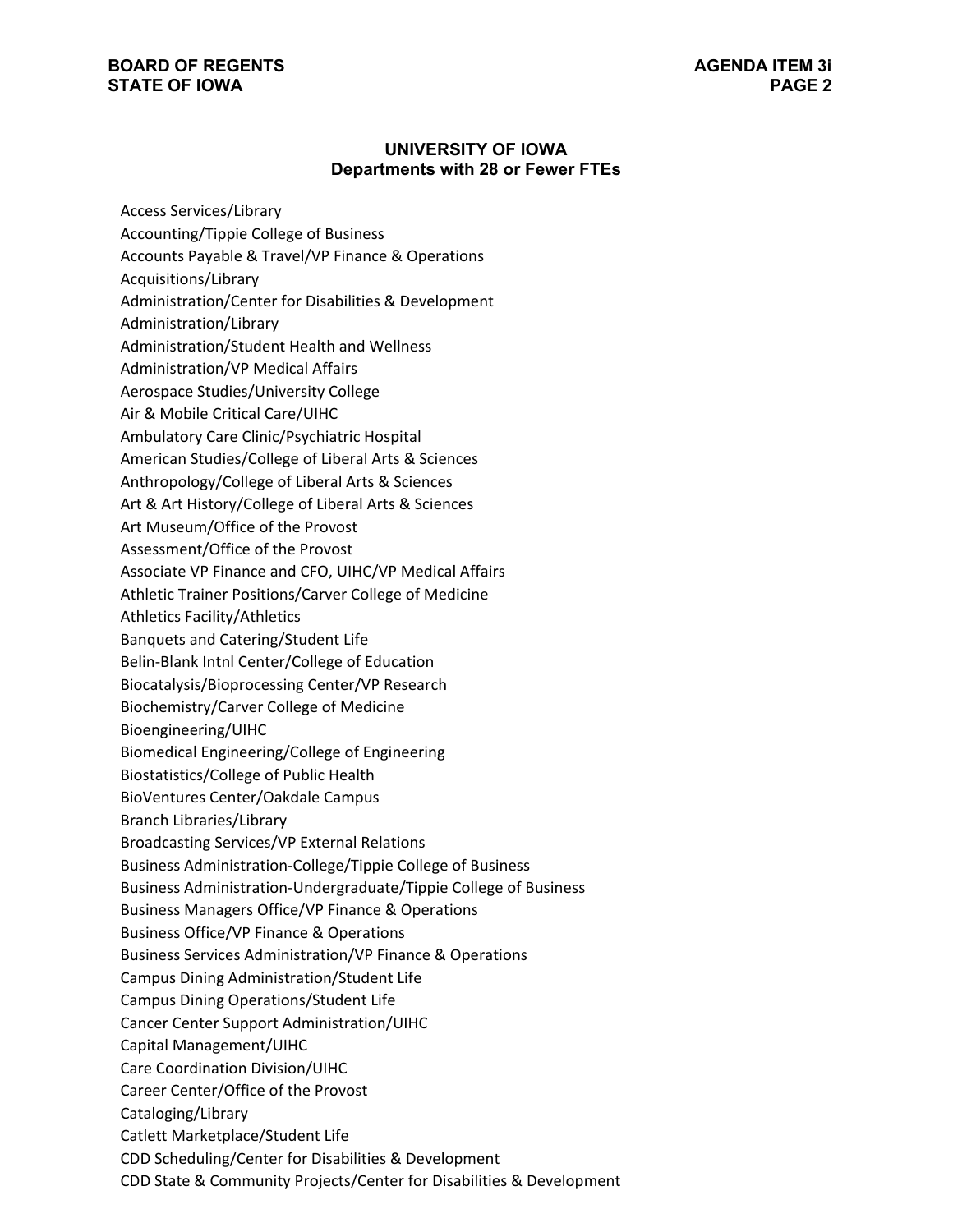## UNIVERSITY OF IOWA
## Departments with 28 or Fewer FTEs

Access Services/Library
Accounting/Tippie College of Business
Accounts Payable & Travel/VP Finance & Operations
Acquisitions/Library
Administration/Center for Disabilities & Development
Administration/Library
Administration/Student Health and Wellness
Administration/VP Medical Affairs
Aerospace Studies/University College
Air & Mobile Critical Care/UIHC
Ambulatory Care Clinic/Psychiatric Hospital
American Studies/College of Liberal Arts & Sciences
Anthropology/College of Liberal Arts & Sciences
Art & Art History/College of Liberal Arts & Sciences
Art Museum/Office of the Provost
Assessment/Office of the Provost
Associate VP Finance and CFO, UIHC/VP Medical Affairs
Athletic Trainer Positions/Carver College of Medicine
Athletics Facility/Athletics
Banquets and Catering/Student Life
Belin-Blank Intnl Center/College of Education
Biocatalysis/Bioprocessing Center/VP Research
Biochemistry/Carver College of Medicine
Bioengineering/UIHC
Biomedical Engineering/College of Engineering
Biostatistics/College of Public Health
BioVentures Center/Oakdale Campus
Branch Libraries/Library
Broadcasting Services/VP External Relations
Business Administration-College/Tippie College of Business
Business Administration-Undergraduate/Tippie College of Business
Business Managers Office/VP Finance & Operations
Business Office/VP Finance & Operations
Business Services Administration/VP Finance & Operations
Campus Dining Administration/Student Life
Campus Dining Operations/Student Life
Cancer Center Support Administration/UIHC
Capital Management/UIHC
Care Coordination Division/UIHC
Career Center/Office of the Provost
Cataloging/Library
Catlett Marketplace/Student Life
CDD Scheduling/Center for Disabilities & Development
CDD State & Community Projects/Center for Disabilities & Development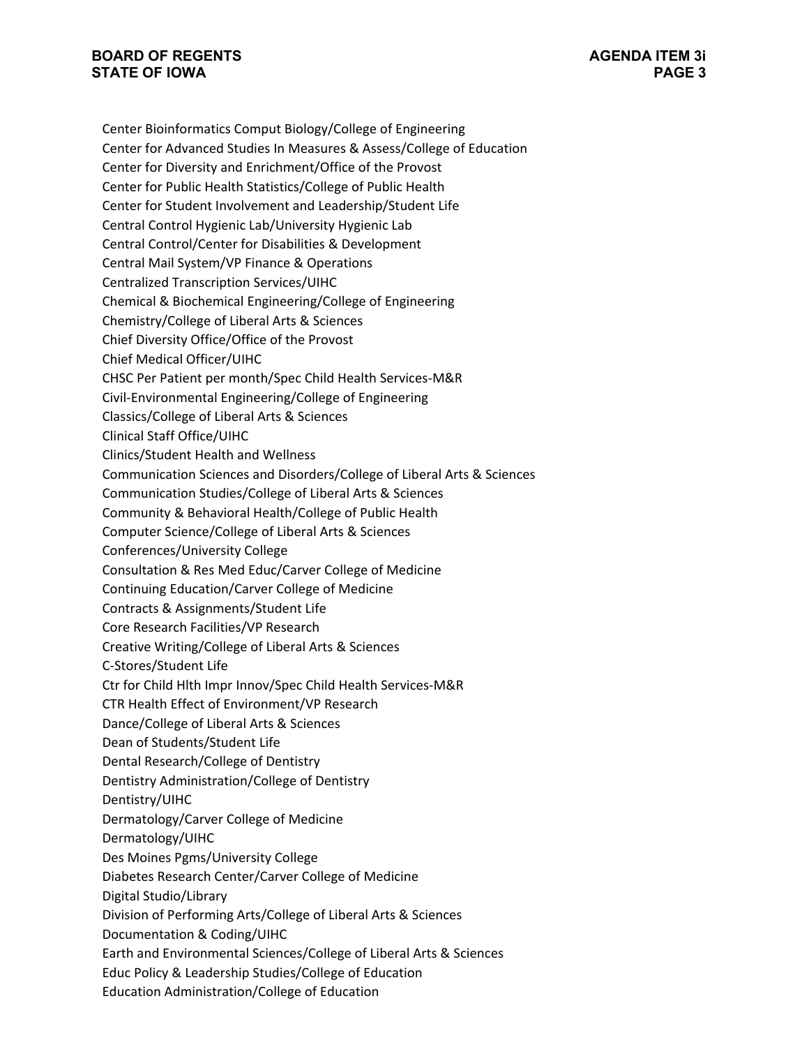Center Bioinformatics Comput Biology/College of Engineering
Center for Advanced Studies In Measures & Assess/College of Education
Center for Diversity and Enrichment/Office of the Provost
Center for Public Health Statistics/College of Public Health
Center for Student Involvement and Leadership/Student Life
Central Control Hygienic Lab/University Hygienic Lab
Central Control/Center for Disabilities & Development
Central Mail System/VP Finance & Operations
Centralized Transcription Services/UIHC
Chemical & Biochemical Engineering/College of Engineering
Chemistry/College of Liberal Arts & Sciences
Chief Diversity Office/Office of the Provost
Chief Medical Officer/UIHC
CHSC Per Patient per month/Spec Child Health Services-M&R
Civil-Environmental Engineering/College of Engineering
Classics/College of Liberal Arts & Sciences
Clinical Staff Office/UIHC
Clinics/Student Health and Wellness
Communication Sciences and Disorders/College of Liberal Arts & Sciences
Communication Studies/College of Liberal Arts & Sciences
Community & Behavioral Health/College of Public Health
Computer Science/College of Liberal Arts & Sciences
Conferences/University College
Consultation & Res Med Educ/Carver College of Medicine
Continuing Education/Carver College of Medicine
Contracts & Assignments/Student Life
Core Research Facilities/VP Research
Creative Writing/College of Liberal Arts & Sciences
C-Stores/Student Life
Ctr for Child Hlth Impr Innov/Spec Child Health Services-M&R
CTR Health Effect of Environment/VP Research
Dance/College of Liberal Arts & Sciences
Dean of Students/Student Life
Dental Research/College of Dentistry
Dentistry Administration/College of Dentistry
Dentistry/UIHC
Dermatology/Carver College of Medicine
Dermatology/UIHC
Des Moines Pgms/University College
Diabetes Research Center/Carver College of Medicine
Digital Studio/Library
Division of Performing Arts/College of Liberal Arts & Sciences
Documentation & Coding/UIHC
Earth and Environmental Sciences/College of Liberal Arts & Sciences
Educ Policy & Leadership Studies/College of Education
Education Administration/College of Education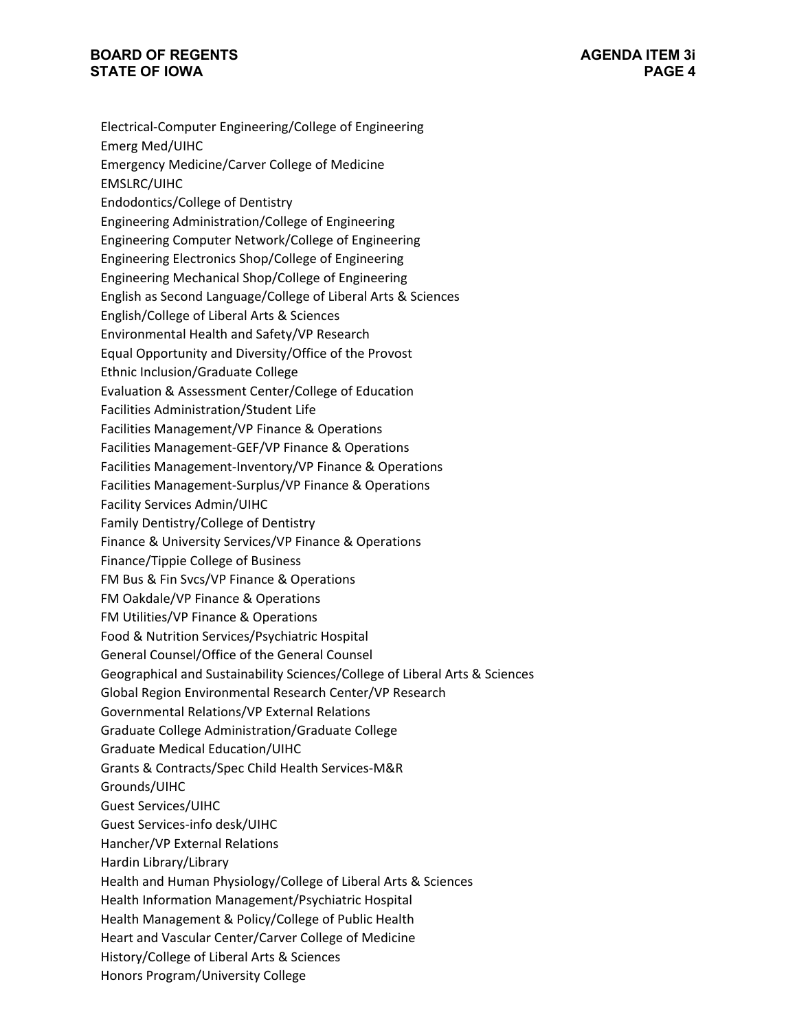Electrical-Computer Engineering/College of Engineering
Emerg Med/UIHC
Emergency Medicine/Carver College of Medicine
EMSLRC/UIHC
Endodontics/College of Dentistry
Engineering Administration/College of Engineering
Engineering Computer Network/College of Engineering
Engineering Electronics Shop/College of Engineering
Engineering Mechanical Shop/College of Engineering
English as Second Language/College of Liberal Arts & Sciences
English/College of Liberal Arts & Sciences
Environmental Health and Safety/VP Research
Equal Opportunity and Diversity/Office of the Provost
Ethnic Inclusion/Graduate College
Evaluation & Assessment Center/College of Education
Facilities Administration/Student Life
Facilities Management/VP Finance & Operations
Facilities Management-GEF/VP Finance & Operations
Facilities Management-Inventory/VP Finance & Operations
Facilities Management-Surplus/VP Finance & Operations
Facility Services Admin/UIHC
Family Dentistry/College of Dentistry
Finance & University Services/VP Finance & Operations
Finance/Tippie College of Business
FM Bus & Fin Svcs/VP Finance & Operations
FM Oakdale/VP Finance & Operations
FM Utilities/VP Finance & Operations
Food & Nutrition Services/Psychiatric Hospital
General Counsel/Office of the General Counsel
Geographical and Sustainability Sciences/College of Liberal Arts & Sciences
Global Region Environmental Research Center/VP Research
Governmental Relations/VP External Relations
Graduate College Administration/Graduate College
Graduate Medical Education/UIHC
Grants & Contracts/Spec Child Health Services-M&R
Grounds/UIHC
Guest Services/UIHC
Guest Services-info desk/UIHC
Hancher/VP External Relations
Hardin Library/Library
Health and Human Physiology/College of Liberal Arts & Sciences
Health Information Management/Psychiatric Hospital
Health Management & Policy/College of Public Health
Heart and Vascular Center/Carver College of Medicine
History/College of Liberal Arts & Sciences
Honors Program/University College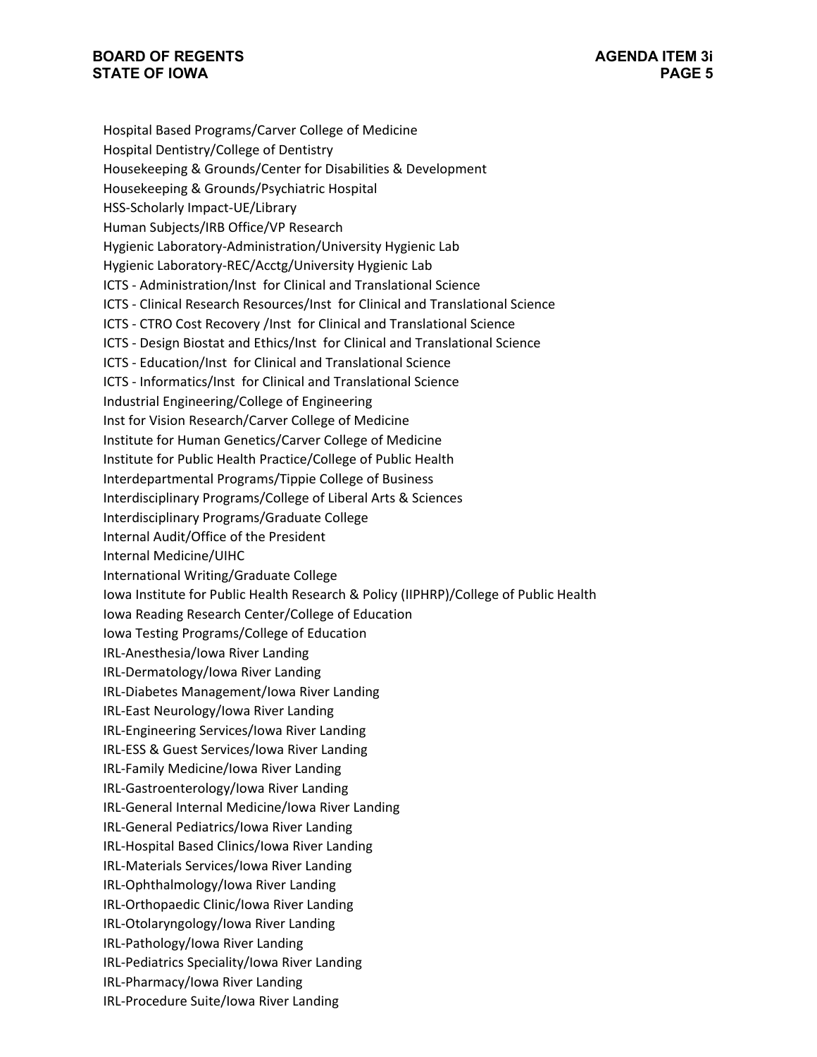Hospital Based Programs/Carver College of Medicine
Hospital Dentistry/College of Dentistry
Housekeeping & Grounds/Center for Disabilities & Development
Housekeeping & Grounds/Psychiatric Hospital
HSS-Scholarly Impact-UE/Library
Human Subjects/IRB Office/VP Research
Hygienic Laboratory-Administration/University Hygienic Lab
Hygienic Laboratory-REC/Acctg/University Hygienic Lab
ICTS - Administration/Inst for Clinical and Translational Science
ICTS - Clinical Research Resources/Inst for Clinical and Translational Science
ICTS - CTRO Cost Recovery /Inst for Clinical and Translational Science
ICTS - Design Biostat and Ethics/Inst for Clinical and Translational Science
ICTS - Education/Inst for Clinical and Translational Science
ICTS - Informatics/Inst for Clinical and Translational Science
Industrial Engineering/College of Engineering
Inst for Vision Research/Carver College of Medicine
Institute for Human Genetics/Carver College of Medicine
Institute for Public Health Practice/College of Public Health
Interdepartmental Programs/Tippie College of Business
Interdisciplinary Programs/College of Liberal Arts & Sciences
Interdisciplinary Programs/Graduate College
Internal Audit/Office of the President
Internal Medicine/UIHC
International Writing/Graduate College
Iowa Institute for Public Health Research & Policy (IIPHRP)/College of Public Health
Iowa Reading Research Center/College of Education
Iowa Testing Programs/College of Education
IRL-Anesthesia/Iowa River Landing
IRL-Dermatology/Iowa River Landing
IRL-Diabetes Management/Iowa River Landing
IRL-East Neurology/Iowa River Landing
IRL-Engineering Services/Iowa River Landing
IRL-ESS & Guest Services/Iowa River Landing
IRL-Family Medicine/Iowa River Landing
IRL-Gastroenterology/Iowa River Landing
IRL-General Internal Medicine/Iowa River Landing
IRL-General Pediatrics/Iowa River Landing
IRL-Hospital Based Clinics/Iowa River Landing
IRL-Materials Services/Iowa River Landing
IRL-Ophthalmology/Iowa River Landing
IRL-Orthopaedic Clinic/Iowa River Landing
IRL-Otolaryngology/Iowa River Landing
IRL-Pathology/Iowa River Landing
IRL-Pediatrics Speciality/Iowa River Landing
IRL-Pharmacy/Iowa River Landing
IRL-Procedure Suite/Iowa River Landing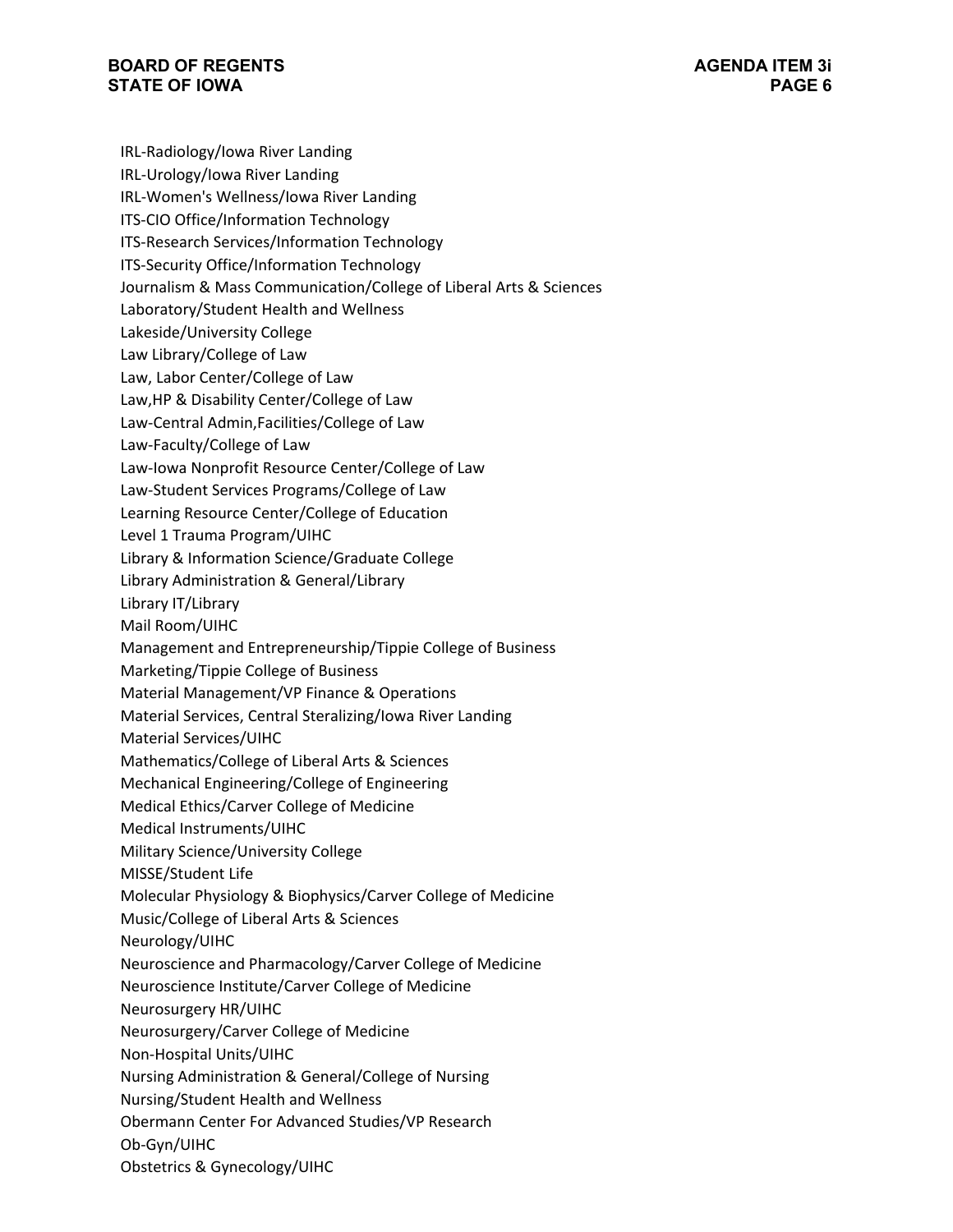IRL-Radiology/Iowa River Landing
IRL-Urology/Iowa River Landing
IRL-Women's Wellness/Iowa River Landing
ITS-CIO Office/Information Technology
ITS-Research Services/Information Technology
ITS-Security Office/Information Technology
Journalism & Mass Communication/College of Liberal Arts & Sciences
Laboratory/Student Health and Wellness
Lakeside/University College
Law Library/College of Law
Law, Labor Center/College of Law
Law,HP & Disability Center/College of Law
Law-Central Admin,Facilities/College of Law
Law-Faculty/College of Law
Law-Iowa Nonprofit Resource Center/College of Law
Law-Student Services Programs/College of Law
Learning Resource Center/College of Education
Level 1 Trauma Program/UIHC
Library & Information Science/Graduate College
Library Administration & General/Library
Library IT/Library
Mail Room/UIHC
Management and Entrepreneurship/Tippie College of Business
Marketing/Tippie College of Business
Material Management/VP Finance & Operations
Material Services, Central Steralizing/Iowa River Landing
Material Services/UIHC
Mathematics/College of Liberal Arts & Sciences
Mechanical Engineering/College of Engineering
Medical Ethics/Carver College of Medicine
Medical Instruments/UIHC
Military Science/University College
MISSE/Student Life
Molecular Physiology & Biophysics/Carver College of Medicine
Music/College of Liberal Arts & Sciences
Neurology/UIHC
Neuroscience and Pharmacology/Carver College of Medicine
Neuroscience Institute/Carver College of Medicine
Neurosurgery HR/UIHC
Neurosurgery/Carver College of Medicine
Non-Hospital Units/UIHC
Nursing Administration & General/College of Nursing
Nursing/Student Health and Wellness
Obermann Center For Advanced Studies/VP Research
Ob-Gyn/UIHC
Obstetrics & Gynecology/UIHC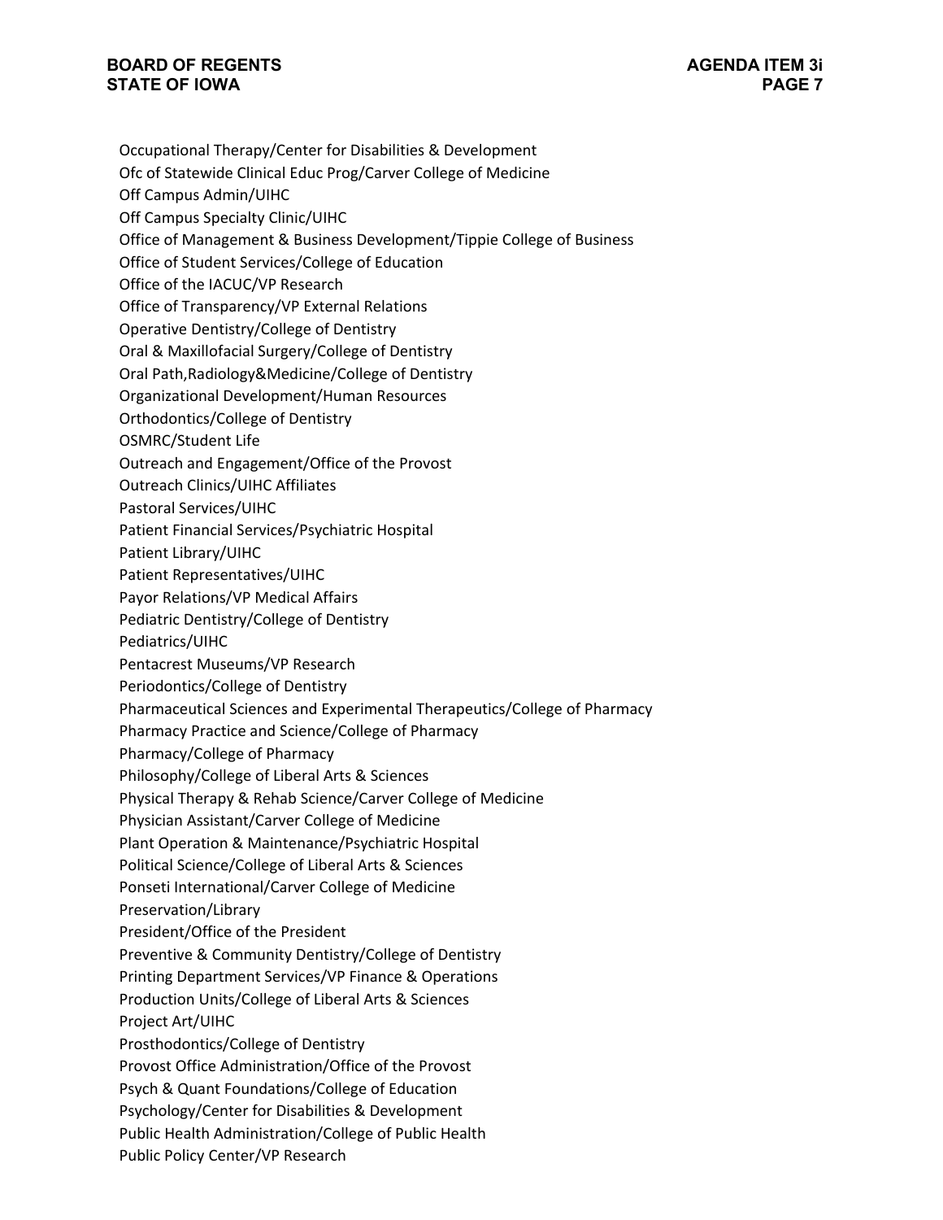Occupational Therapy/Center for Disabilities & Development
Ofc of Statewide Clinical Educ Prog/Carver College of Medicine
Off Campus Admin/UIHC
Off Campus Specialty Clinic/UIHC
Office of Management & Business Development/Tippie College of Business
Office of Student Services/College of Education
Office of the IACUC/VP Research
Office of Transparency/VP External Relations
Operative Dentistry/College of Dentistry
Oral & Maxillofacial Surgery/College of Dentistry
Oral Path,Radiology&Medicine/College of Dentistry
Organizational Development/Human Resources
Orthodontics/College of Dentistry
OSMRC/Student Life
Outreach and Engagement/Office of the Provost
Outreach Clinics/UIHC Affiliates
Pastoral Services/UIHC
Patient Financial Services/Psychiatric Hospital
Patient Library/UIHC
Patient Representatives/UIHC
Payor Relations/VP Medical Affairs
Pediatric Dentistry/College of Dentistry
Pediatrics/UIHC
Pentacrest Museums/VP Research
Periodontics/College of Dentistry
Pharmaceutical Sciences and Experimental Therapeutics/College of Pharmacy
Pharmacy Practice and Science/College of Pharmacy
Pharmacy/College of Pharmacy
Philosophy/College of Liberal Arts & Sciences
Physical Therapy & Rehab Science/Carver College of Medicine
Physician Assistant/Carver College of Medicine
Plant Operation & Maintenance/Psychiatric Hospital
Political Science/College of Liberal Arts & Sciences
Ponseti International/Carver College of Medicine
Preservation/Library
President/Office of the President
Preventive & Community Dentistry/College of Dentistry
Printing Department Services/VP Finance & Operations
Production Units/College of Liberal Arts & Sciences
Project Art/UIHC
Prosthodontics/College of Dentistry
Provost Office Administration/Office of the Provost
Psych & Quant Foundations/College of Education
Psychology/Center for Disabilities & Development
Public Health Administration/College of Public Health
Public Policy Center/VP Research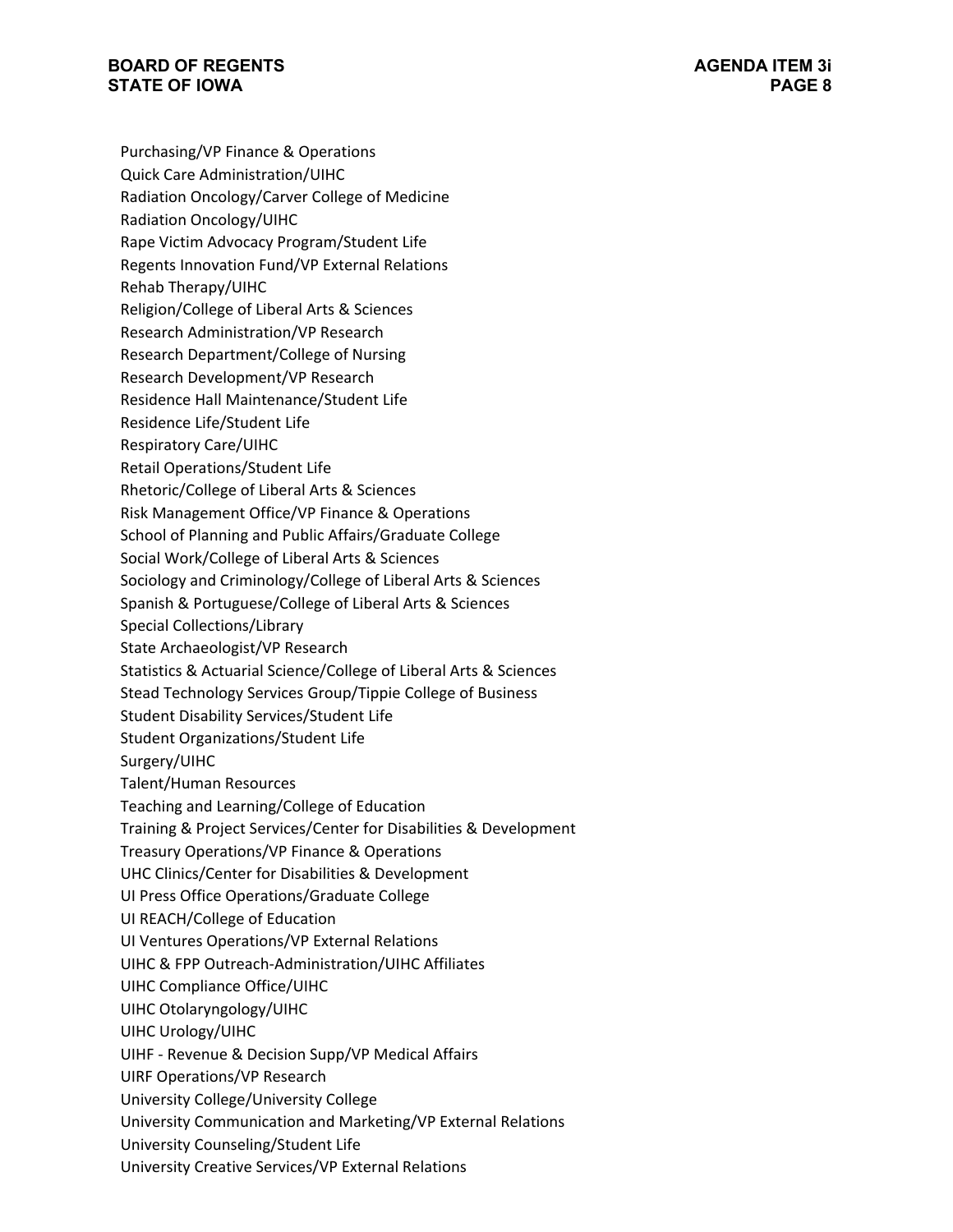Purchasing/VP Finance & Operations
Quick Care Administration/UIHC
Radiation Oncology/Carver College of Medicine
Radiation Oncology/UIHC
Rape Victim Advocacy Program/Student Life
Regents Innovation Fund/VP External Relations
Rehab Therapy/UIHC
Religion/College of Liberal Arts & Sciences
Research Administration/VP Research
Research Department/College of Nursing
Research Development/VP Research
Residence Hall Maintenance/Student Life
Residence Life/Student Life
Respiratory Care/UIHC
Retail Operations/Student Life
Rhetoric/College of Liberal Arts & Sciences
Risk Management Office/VP Finance & Operations
School of Planning and Public Affairs/Graduate College
Social Work/College of Liberal Arts & Sciences
Sociology and Criminology/College of Liberal Arts & Sciences
Spanish & Portuguese/College of Liberal Arts & Sciences
Special Collections/Library
State Archaeologist/VP Research
Statistics & Actuarial Science/College of Liberal Arts & Sciences
Stead Technology Services Group/Tippie College of Business
Student Disability Services/Student Life
Student Organizations/Student Life
Surgery/UIHC
Talent/Human Resources
Teaching and Learning/College of Education
Training & Project Services/Center for Disabilities & Development
Treasury Operations/VP Finance & Operations
UHC Clinics/Center for Disabilities & Development
UI Press Office Operations/Graduate College
UI REACH/College of Education
UI Ventures Operations/VP External Relations
UIHC & FPP Outreach-Administration/UIHC Affiliates
UIHC Compliance Office/UIHC
UIHC Otolaryngology/UIHC
UIHC Urology/UIHC
UIHF - Revenue & Decision Supp/VP Medical Affairs
UIRF Operations/VP Research
University College/University College
University Communication and Marketing/VP External Relations
University Counseling/Student Life
University Creative Services/VP External Relations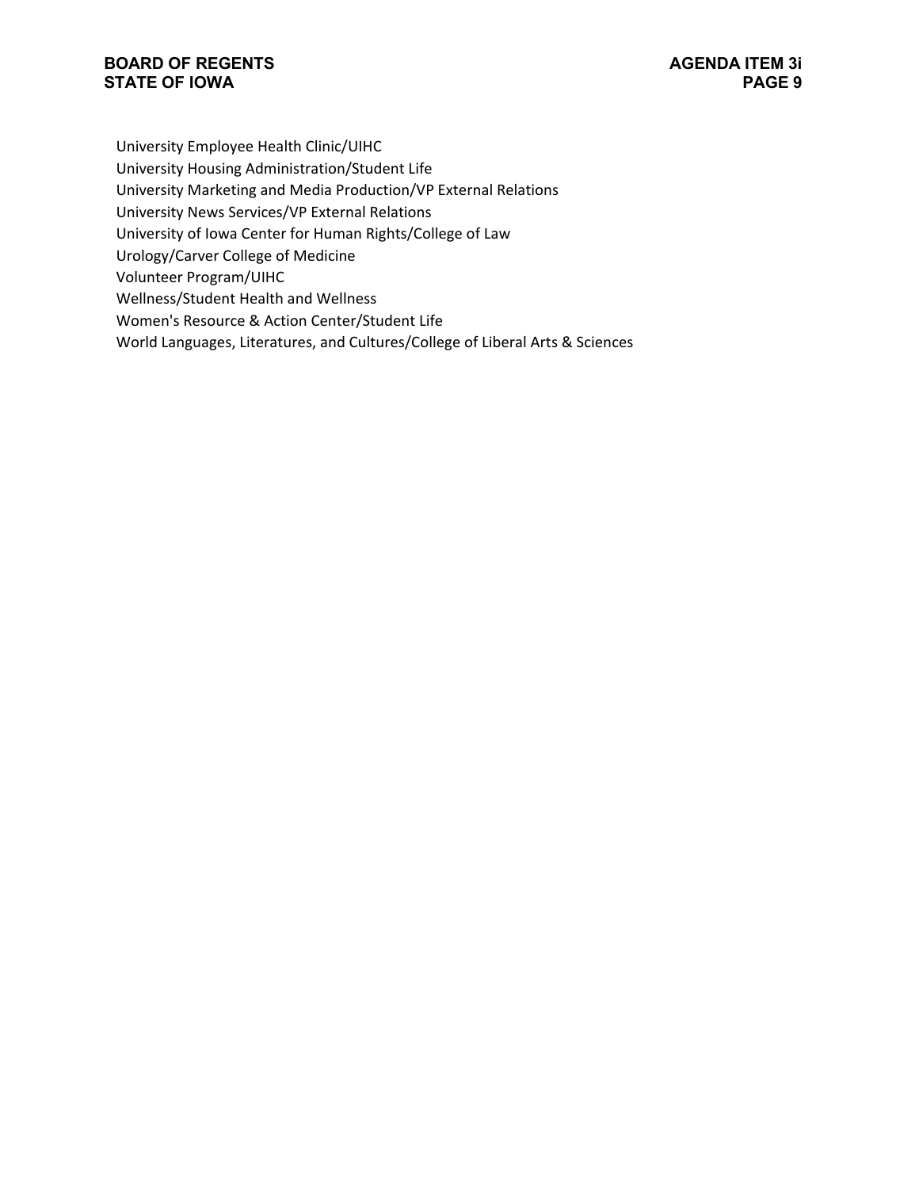University Employee Health Clinic/UIHC
University Housing Administration/Student Life
University Marketing and Media Production/VP External Relations
University News Services/VP External Relations
University of Iowa Center for Human Rights/College of Law
Urology/Carver College of Medicine
Volunteer Program/UIHC
Wellness/Student Health and Wellness
Women's Resource & Action Center/Student Life
World Languages, Literatures, and Cultures/College of Liberal Arts & Sciences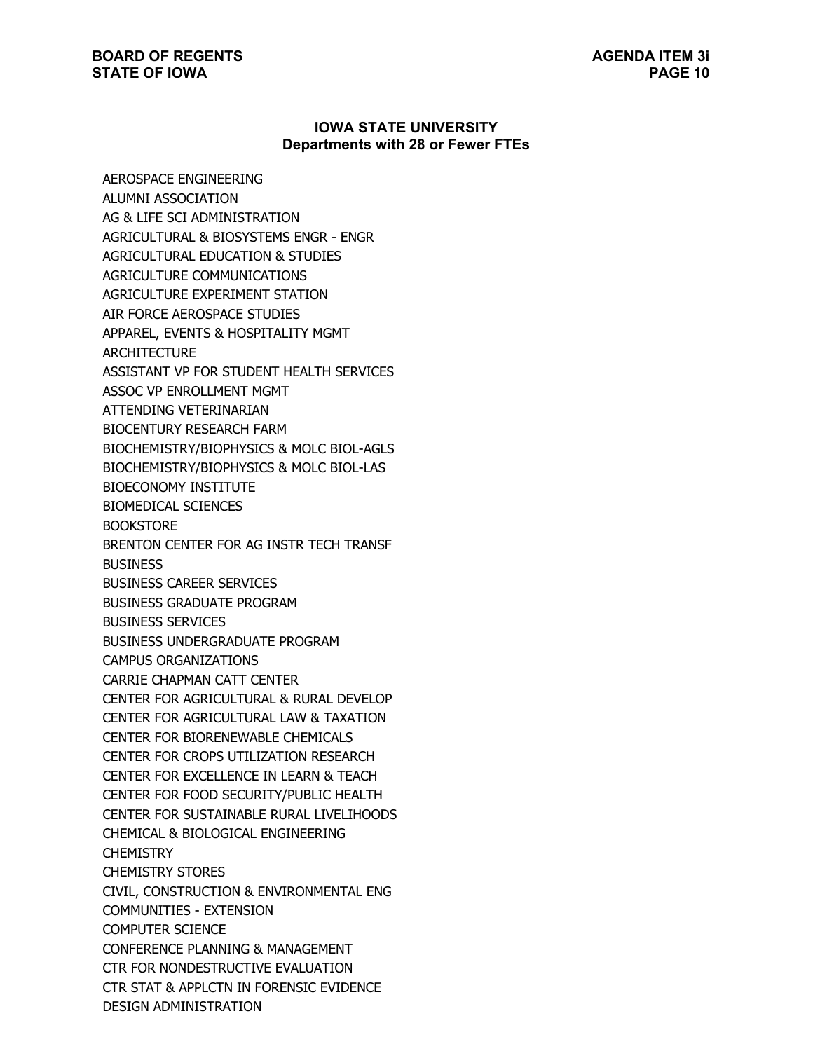## IOWA STATE UNIVERSITY
### Departments with 28 or Fewer FTEs

AEROSPACE ENGINEERING
ALUMNI ASSOCIATION
AG & LIFE SCI ADMINISTRATION
AGRICULTURAL & BIOSYSTEMS ENGR - ENGR
AGRICULTURAL EDUCATION & STUDIES
AGRICULTURE COMMUNICATIONS
AGRICULTURE EXPERIMENT STATION
AIR FORCE AEROSPACE STUDIES
APPAREL, EVENTS & HOSPITALITY MGMT
ARCHITECTURE
ASSISTANT VP FOR STUDENT HEALTH SERVICES
ASSOC VP ENROLLMENT MGMT
ATTENDING VETERINARIAN
BIOCENTURY RESEARCH FARM
BIOCHEMISTRY/BIOPHYSICS & MOLC BIOL-AGLS
BIOCHEMISTRY/BIOPHYSICS & MOLC BIOL-LAS
BIOECONOMY INSTITUTE
BIOMEDICAL SCIENCES
BOOKSTORE
BRENTON CENTER FOR AG INSTR TECH TRANSF
BUSINESS
BUSINESS CAREER SERVICES
BUSINESS GRADUATE PROGRAM
BUSINESS SERVICES
BUSINESS UNDERGRADUATE PROGRAM
CAMPUS ORGANIZATIONS
CARRIE CHAPMAN CATT CENTER
CENTER FOR AGRICULTURAL & RURAL DEVELOP
CENTER FOR AGRICULTURAL LAW & TAXATION
CENTER FOR BIORENEWABLE CHEMICALS
CENTER FOR CROPS UTILIZATION RESEARCH
CENTER FOR EXCELLENCE IN LEARN & TEACH
CENTER FOR FOOD SECURITY/PUBLIC HEALTH
CENTER FOR SUSTAINABLE RURAL LIVELIHOODS
CHEMICAL & BIOLOGICAL ENGINEERING
CHEMISTRY
CHEMISTRY STORES
CIVIL, CONSTRUCTION & ENVIRONMENTAL ENG
COMMUNITIES - EXTENSION
COMPUTER SCIENCE
CONFERENCE PLANNING & MANAGEMENT
CTR FOR NONDESTRUCTIVE EVALUATION
CTR STAT & APPLCTN IN FORENSIC EVIDENCE
DESIGN ADMINISTRATION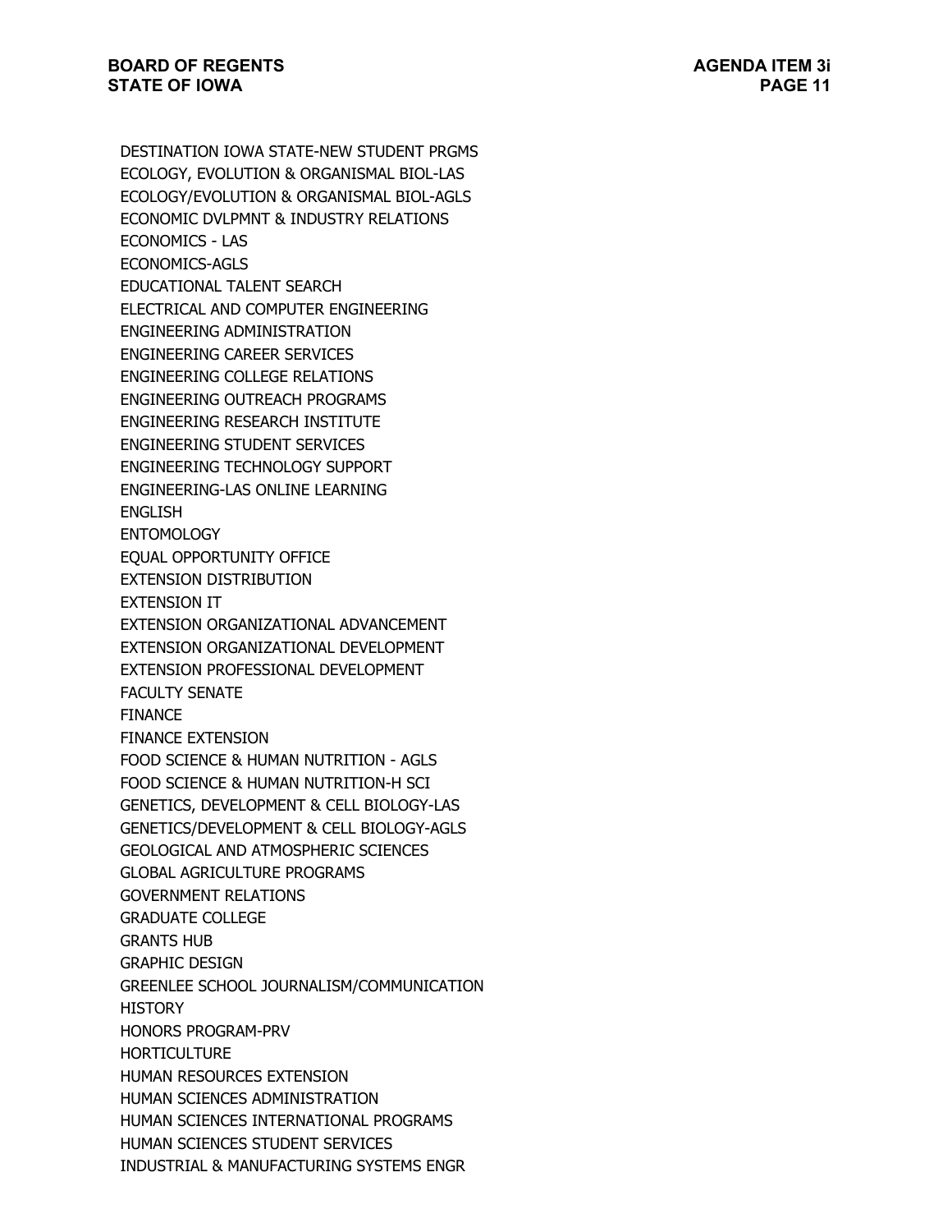DESTINATION IOWA STATE-NEW STUDENT PRGMS
ECOLOGY, EVOLUTION & ORGANISMAL BIOL-LAS
ECOLOGY/EVOLUTION & ORGANISMAL BIOL-AGLS
ECONOMIC DVLPMNT & INDUSTRY RELATIONS
ECONOMICS - LAS
ECONOMICS-AGLS
EDUCATIONAL TALENT SEARCH
ELECTRICAL AND COMPUTER ENGINEERING
ENGINEERING ADMINISTRATION
ENGINEERING CAREER SERVICES
ENGINEERING COLLEGE RELATIONS
ENGINEERING OUTREACH PROGRAMS
ENGINEERING RESEARCH INSTITUTE
ENGINEERING STUDENT SERVICES
ENGINEERING TECHNOLOGY SUPPORT
ENGINEERING-LAS ONLINE LEARNING
ENGLISH
ENTOMOLOGY
EQUAL OPPORTUNITY OFFICE
EXTENSION DISTRIBUTION
EXTENSION IT
EXTENSION ORGANIZATIONAL ADVANCEMENT
EXTENSION ORGANIZATIONAL DEVELOPMENT
EXTENSION PROFESSIONAL DEVELOPMENT
FACULTY SENATE
FINANCE
FINANCE EXTENSION
FOOD SCIENCE & HUMAN NUTRITION - AGLS
FOOD SCIENCE & HUMAN NUTRITION-H SCI
GENETICS, DEVELOPMENT & CELL BIOLOGY-LAS
GENETICS/DEVELOPMENT & CELL BIOLOGY-AGLS
GEOLOGICAL AND ATMOSPHERIC SCIENCES
GLOBAL AGRICULTURE PROGRAMS
GOVERNMENT RELATIONS
GRADUATE COLLEGE
GRANTS HUB
GRAPHIC DESIGN
GREENLEE SCHOOL JOURNALISM/COMMUNICATION
HISTORY
HONORS PROGRAM-PRV
HORTICULTURE
HUMAN RESOURCES EXTENSION
HUMAN SCIENCES ADMINISTRATION
HUMAN SCIENCES INTERNATIONAL PROGRAMS
HUMAN SCIENCES STUDENT SERVICES
INDUSTRIAL & MANUFACTURING SYSTEMS ENGR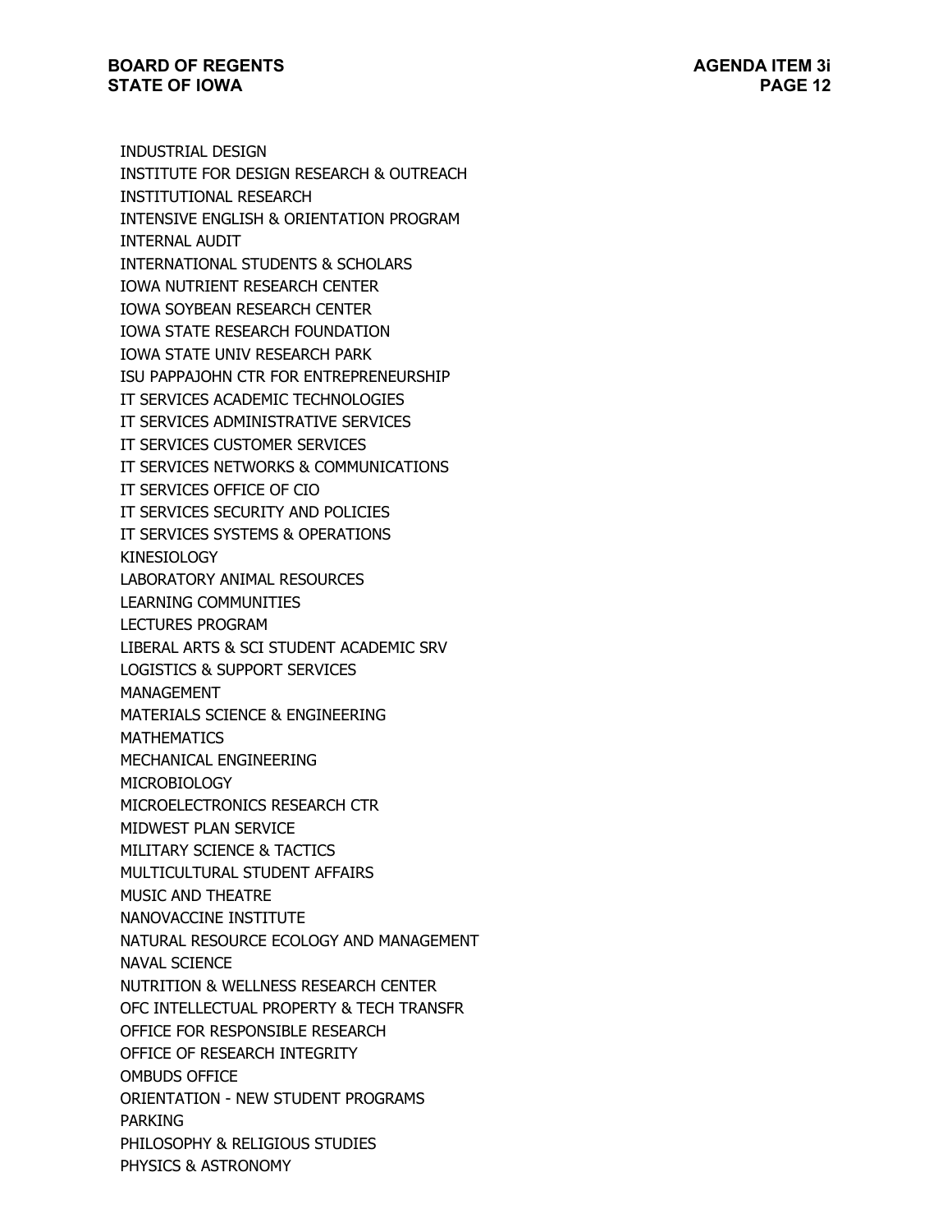INDUSTRIAL DESIGN
INSTITUTE FOR DESIGN RESEARCH & OUTREACH
INSTITUTIONAL RESEARCH
INTENSIVE ENGLISH & ORIENTATION PROGRAM
INTERNAL AUDIT
INTERNATIONAL STUDENTS & SCHOLARS
IOWA NUTRIENT RESEARCH CENTER
IOWA SOYBEAN RESEARCH CENTER
IOWA STATE RESEARCH FOUNDATION
IOWA STATE UNIV RESEARCH PARK
ISU PAPPAJOHN CTR FOR ENTREPRENEURSHIP
IT SERVICES ACADEMIC TECHNOLOGIES
IT SERVICES ADMINISTRATIVE SERVICES
IT SERVICES CUSTOMER SERVICES
IT SERVICES NETWORKS & COMMUNICATIONS
IT SERVICES OFFICE OF CIO
IT SERVICES SECURITY AND POLICIES
IT SERVICES SYSTEMS & OPERATIONS
KINESIOLOGY
LABORATORY ANIMAL RESOURCES
LEARNING COMMUNITIES
LECTURES PROGRAM
LIBERAL ARTS & SCI STUDENT ACADEMIC SRV
LOGISTICS & SUPPORT SERVICES
MANAGEMENT
MATERIALS SCIENCE & ENGINEERING
MATHEMATICS
MECHANICAL ENGINEERING
MICROBIOLOGY
MICROELECTRONICS RESEARCH CTR
MIDWEST PLAN SERVICE
MILITARY SCIENCE & TACTICS
MULTICULTURAL STUDENT AFFAIRS
MUSIC AND THEATRE
NANOVACCINE INSTITUTE
NATURAL RESOURCE ECOLOGY AND MANAGEMENT
NAVAL SCIENCE
NUTRITION & WELLNESS RESEARCH CENTER
OFC INTELLECTUAL PROPERTY & TECH TRANSFR
OFFICE FOR RESPONSIBLE RESEARCH
OFFICE OF RESEARCH INTEGRITY
OMBUDS OFFICE
ORIENTATION - NEW STUDENT PROGRAMS
PARKING
PHILOSOPHY & RELIGIOUS STUDIES
PHYSICS & ASTRONOMY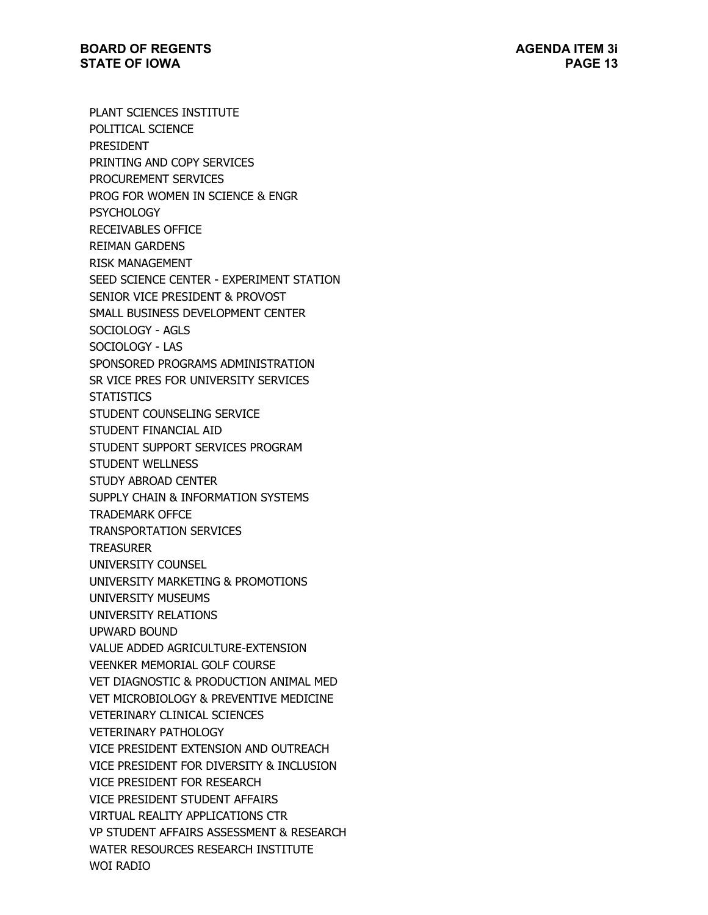PLANT SCIENCES INSTITUTE
POLITICAL SCIENCE
PRESIDENT
PRINTING AND COPY SERVICES
PROCUREMENT SERVICES
PROG FOR WOMEN IN SCIENCE & ENGR
PSYCHOLOGY
RECEIVABLES OFFICE
REIMAN GARDENS
RISK MANAGEMENT
SEED SCIENCE CENTER - EXPERIMENT STATION
SENIOR VICE PRESIDENT & PROVOST
SMALL BUSINESS DEVELOPMENT CENTER
SOCIOLOGY - AGLS
SOCIOLOGY - LAS
SPONSORED PROGRAMS ADMINISTRATION
SR VICE PRES FOR UNIVERSITY SERVICES
STATISTICS
STUDENT COUNSELING SERVICE
STUDENT FINANCIAL AID
STUDENT SUPPORT SERVICES PROGRAM
STUDENT WELLNESS
STUDY ABROAD CENTER
SUPPLY CHAIN & INFORMATION SYSTEMS
TRADEMARK OFFCE
TRANSPORTATION SERVICES
TREASURER
UNIVERSITY COUNSEL
UNIVERSITY MARKETING & PROMOTIONS
UNIVERSITY MUSEUMS
UNIVERSITY RELATIONS
UPWARD BOUND
VALUE ADDED AGRICULTURE-EXTENSION
VEENKER MEMORIAL GOLF COURSE
VET DIAGNOSTIC & PRODUCTION ANIMAL MED
VET MICROBIOLOGY & PREVENTIVE MEDICINE
VETERINARY CLINICAL SCIENCES
VETERINARY PATHOLOGY
VICE PRESIDENT EXTENSION AND OUTREACH
VICE PRESIDENT FOR DIVERSITY & INCLUSION
VICE PRESIDENT FOR RESEARCH
VICE PRESIDENT STUDENT AFFAIRS
VIRTUAL REALITY APPLICATIONS CTR
VP STUDENT AFFAIRS ASSESSMENT & RESEARCH
WATER RESOURCES RESEARCH INSTITUTE
WOI RADIO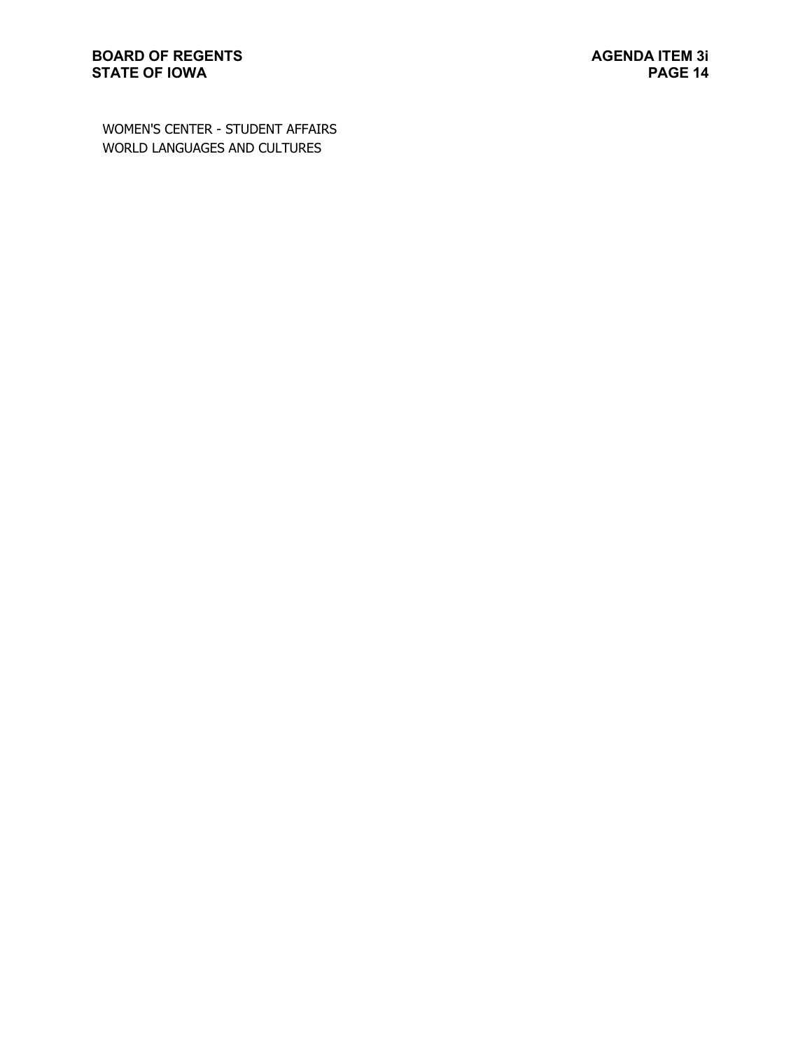WOMEN'S CENTER - STUDENT AFFAIRS
WORLD LANGUAGES AND CULTURES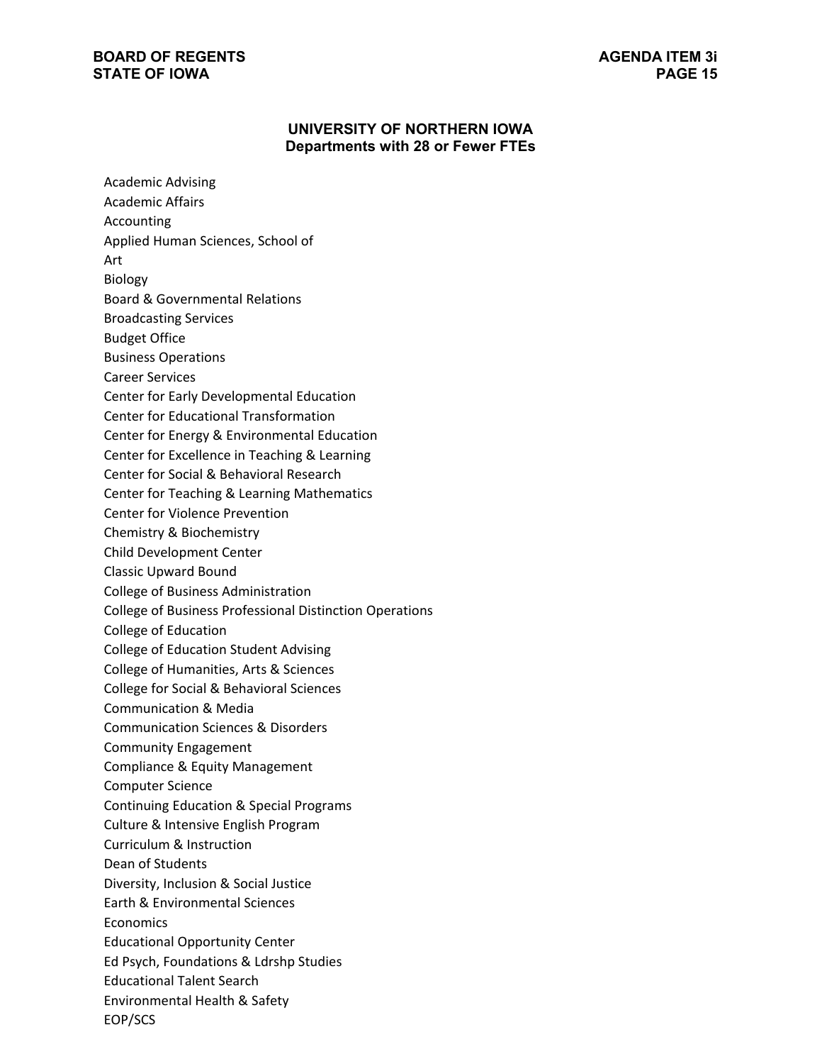## UNIVERSITY OF NORTHERN IOWA
### Departments with 28 or Fewer FTEs

Academic Advising
Academic Affairs
Accounting
Applied Human Sciences, School of
Art
Biology
Board & Governmental Relations
Broadcasting Services
Budget Office
Business Operations
Career Services
Center for Early Developmental Education
Center for Educational Transformation
Center for Energy & Environmental Education
Center for Excellence in Teaching & Learning
Center for Social & Behavioral Research
Center for Teaching & Learning Mathematics
Center for Violence Prevention
Chemistry & Biochemistry
Child Development Center
Classic Upward Bound
College of Business Administration
College of Business Professional Distinction Operations
College of Education
College of Education Student Advising
College of Humanities, Arts & Sciences
College for Social & Behavioral Sciences
Communication & Media
Communication Sciences & Disorders
Community Engagement
Compliance & Equity Management
Computer Science
Continuing Education & Special Programs
Culture & Intensive English Program
Curriculum & Instruction
Dean of Students
Diversity, Inclusion & Social Justice
Earth & Environmental Sciences
Economics
Educational Opportunity Center
Ed Psych, Foundations & Ldrshp Studies
Educational Talent Search
Environmental Health & Safety
EOP/SCS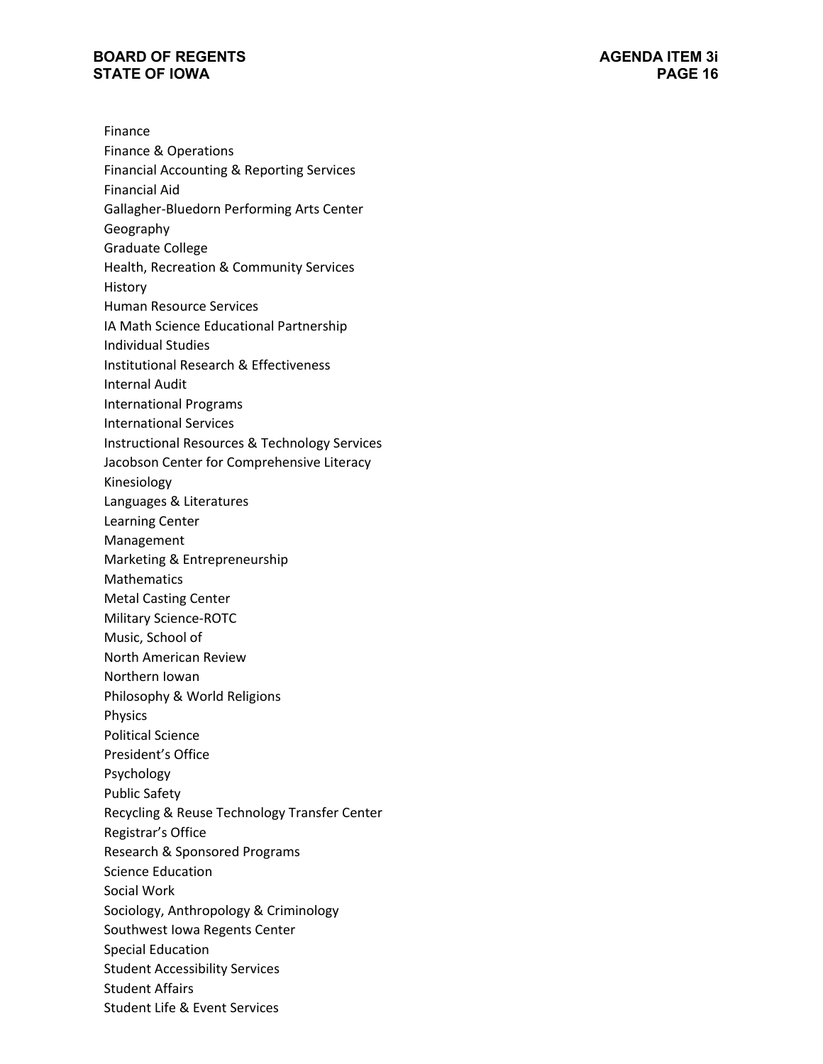Finance
Finance & Operations
Financial Accounting & Reporting Services
Financial Aid
Gallagher-Bluedorn Performing Arts Center
Geography
Graduate College
Health, Recreation & Community Services
History
Human Resource Services
IA Math Science Educational Partnership
Individual Studies
Institutional Research & Effectiveness
Internal Audit
International Programs
International Services
Instructional Resources & Technology Services
Jacobson Center for Comprehensive Literacy
Kinesiology
Languages & Literatures
Learning Center
Management
Marketing & Entrepreneurship
Mathematics
Metal Casting Center
Military Science-ROTC
Music, School of
North American Review
Northern Iowan
Philosophy & World Religions
Physics
Political Science
President's Office
Psychology
Public Safety
Recycling & Reuse Technology Transfer Center
Registrar's Office
Research & Sponsored Programs
Science Education
Social Work
Sociology, Anthropology & Criminology
Southwest Iowa Regents Center
Special Education
Student Accessibility Services
Student Affairs
Student Life & Event Services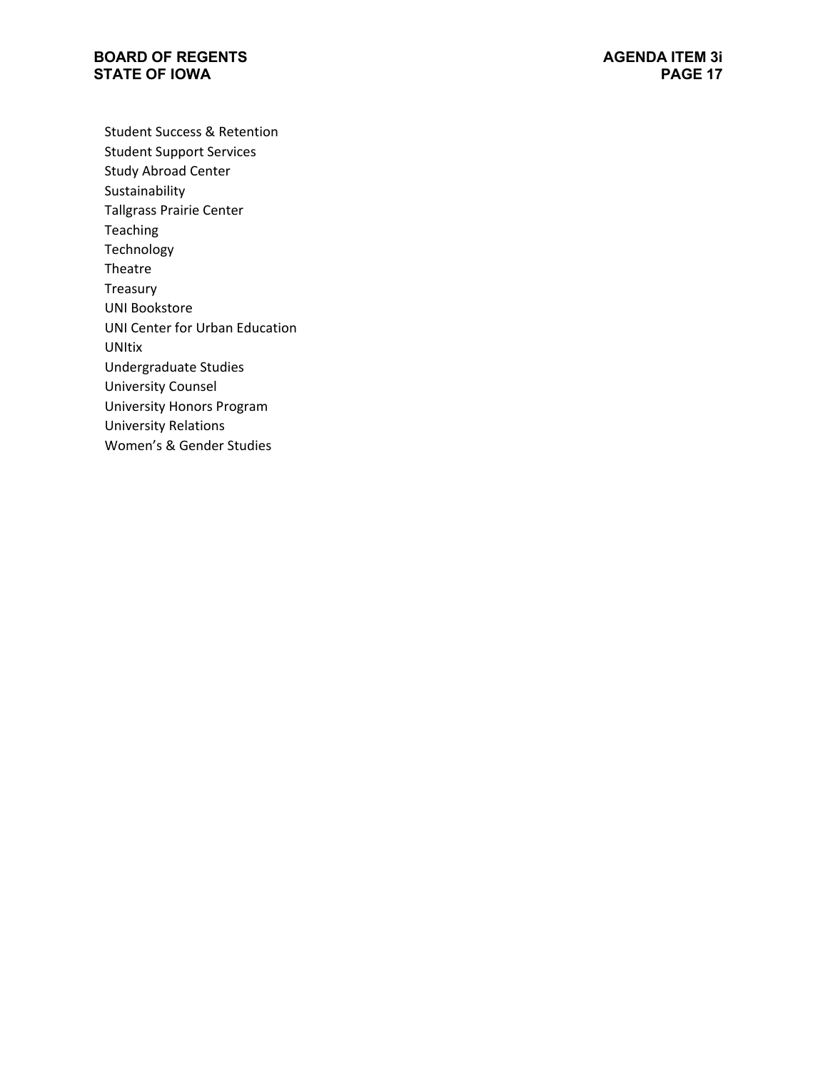Student Success & Retention
Student Support Services
Study Abroad Center
Sustainability
Tallgrass Prairie Center
Teaching
Technology
Theatre
Treasury
UNI Bookstore
UNI Center for Urban Education
UNItix
Undergraduate Studies
University Counsel
University Honors Program
University Relations
Women's & Gender Studies